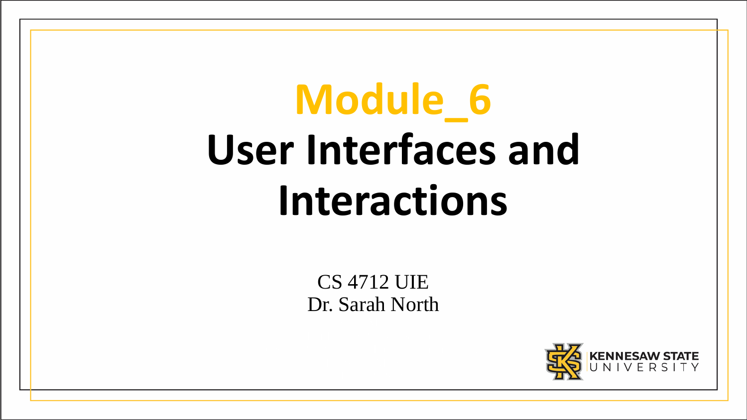# Module_6

# User Interfaces and Interactions

CS 4712 UIE
Dr. Sarah North

KENNESAW STATE UNIVERSITY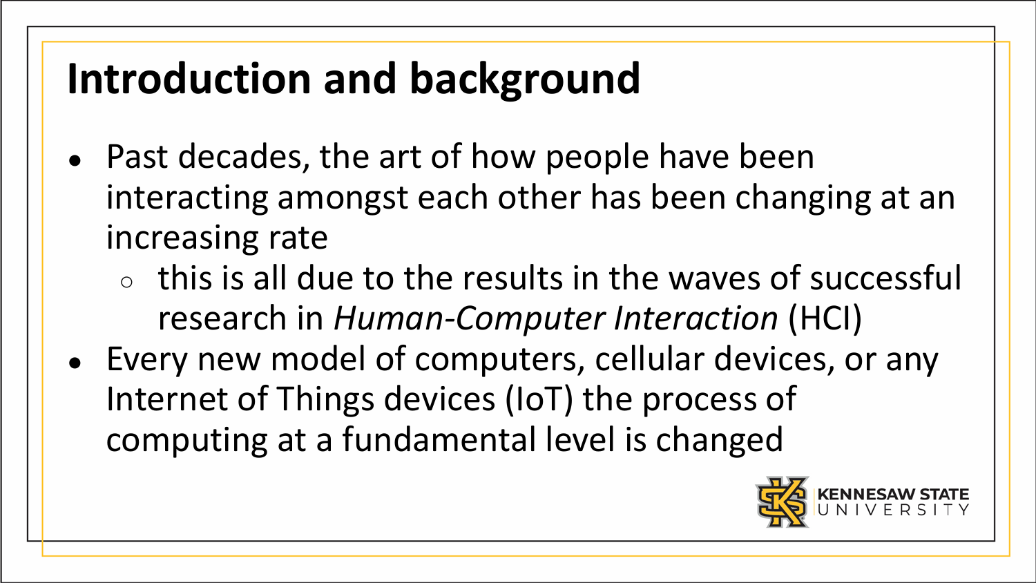# Introduction and background

- Past decades, the art of how people have been interacting amongst each other has been changing at an increasing rate
  - this is all due to the results in the waves of successful research in *Human-Computer Interaction* (HCI)
- Every new model of computers, cellular devices, or any Internet of Things devices (IoT) the process of computing at a fundamental level is changed

KENNESAW STATE UNIVERSITY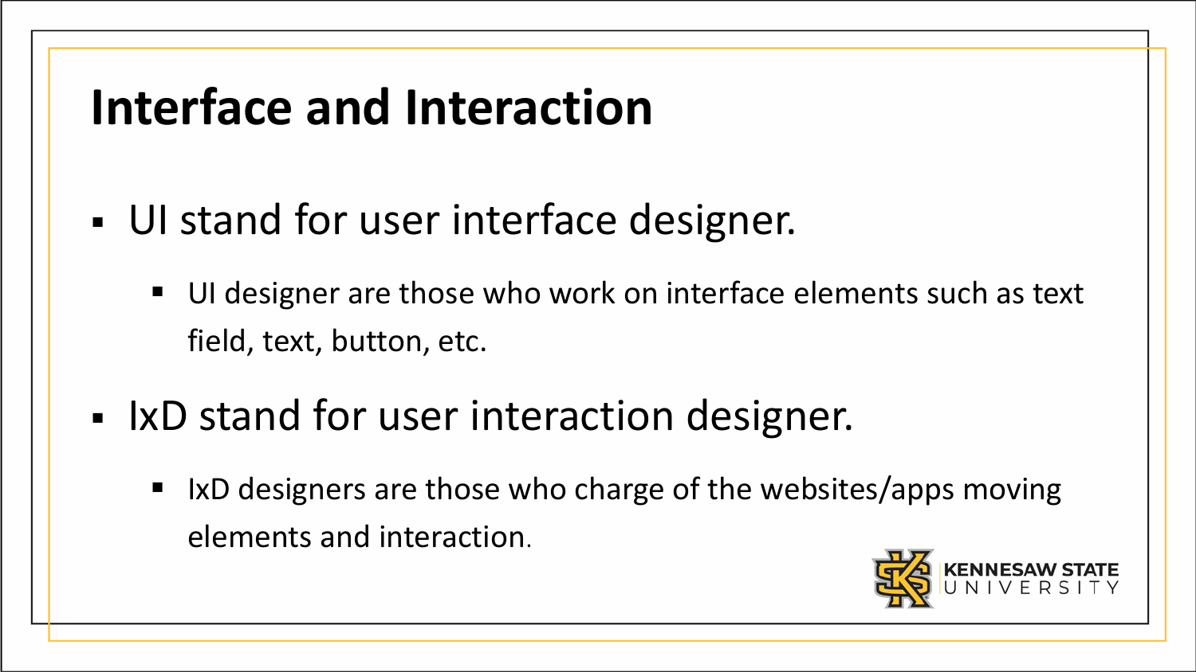# Interface and Interaction

- UI stand for user interface designer.
  - UI designer are those who work on interface elements such as text field, text, button, etc.
- IxD stand for user interaction designer.
  - IxD designers are those who charge of the websites/apps moving elements and interaction.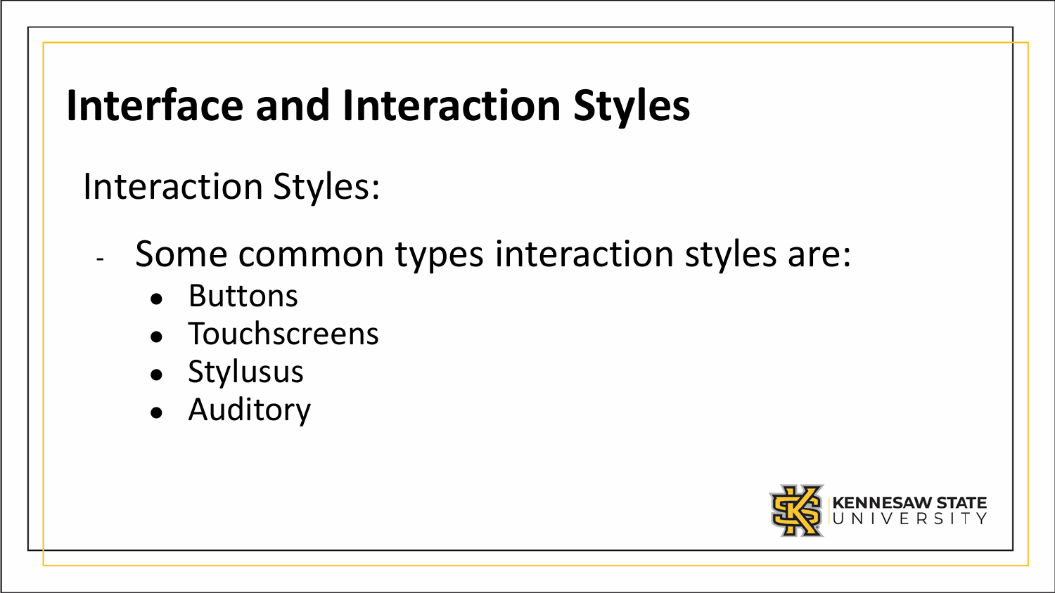# Interface and Interaction Styles

Interaction Styles:

- Some common types interaction styles are:
  - Buttons
  - Touchscreens
  - Stylusus
  - Auditory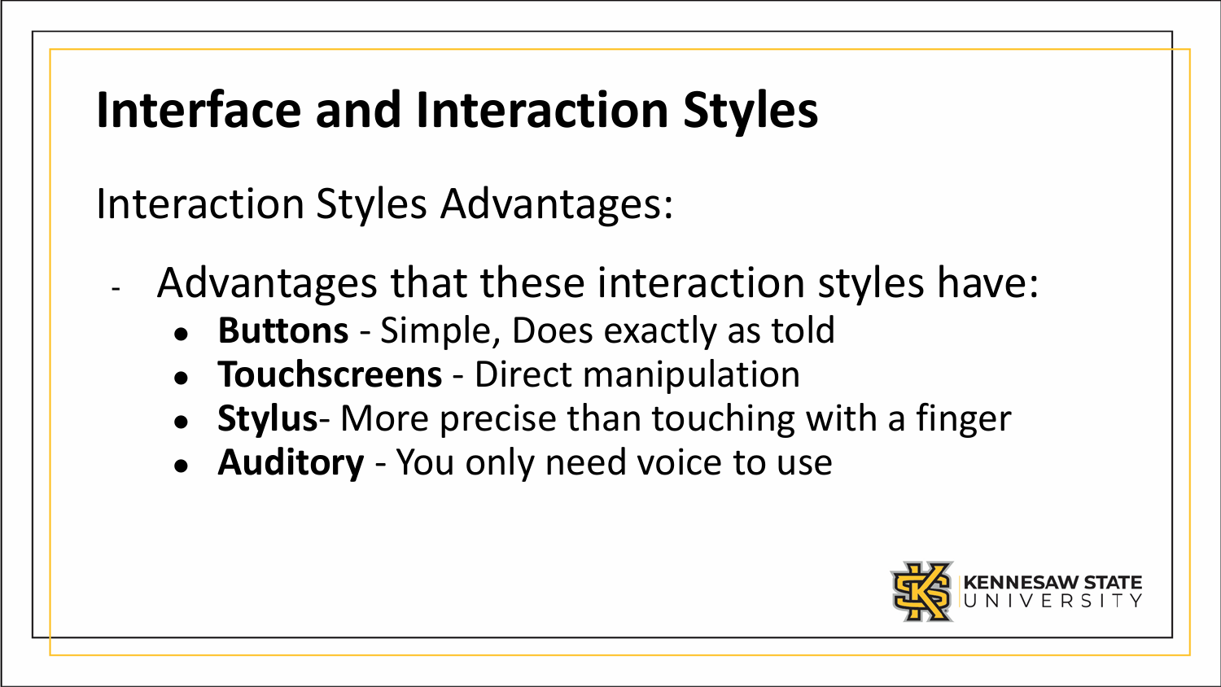# Interface and Interaction Styles

Interaction Styles Advantages:

- Advantages that these interaction styles have:
  - **Buttons** - Simple, Does exactly as told
  - **Touchscreens** - Direct manipulation
  - **Stylus**- More precise than touching with a finger
  - **Auditory** - You only need voice to use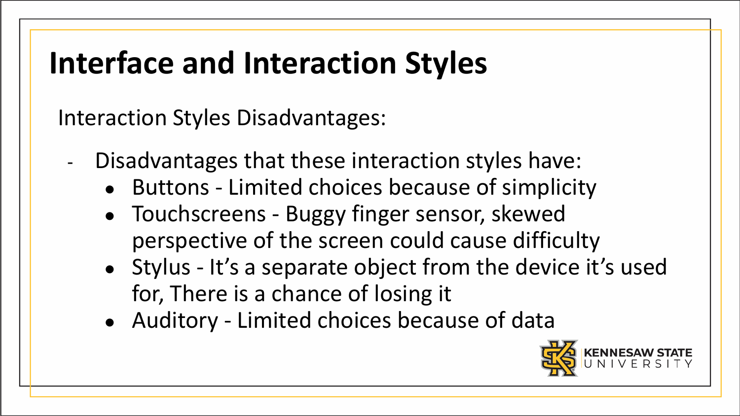# Interface and Interaction Styles

Interaction Styles Disadvantages:

- Disadvantages that these interaction styles have:
  - Buttons - Limited choices because of simplicity
  - Touchscreens - Buggy finger sensor, skewed perspective of the screen could cause difficulty
  - Stylus - It's a separate object from the device it's used for, There is a chance of losing it
  - Auditory - Limited choices because of data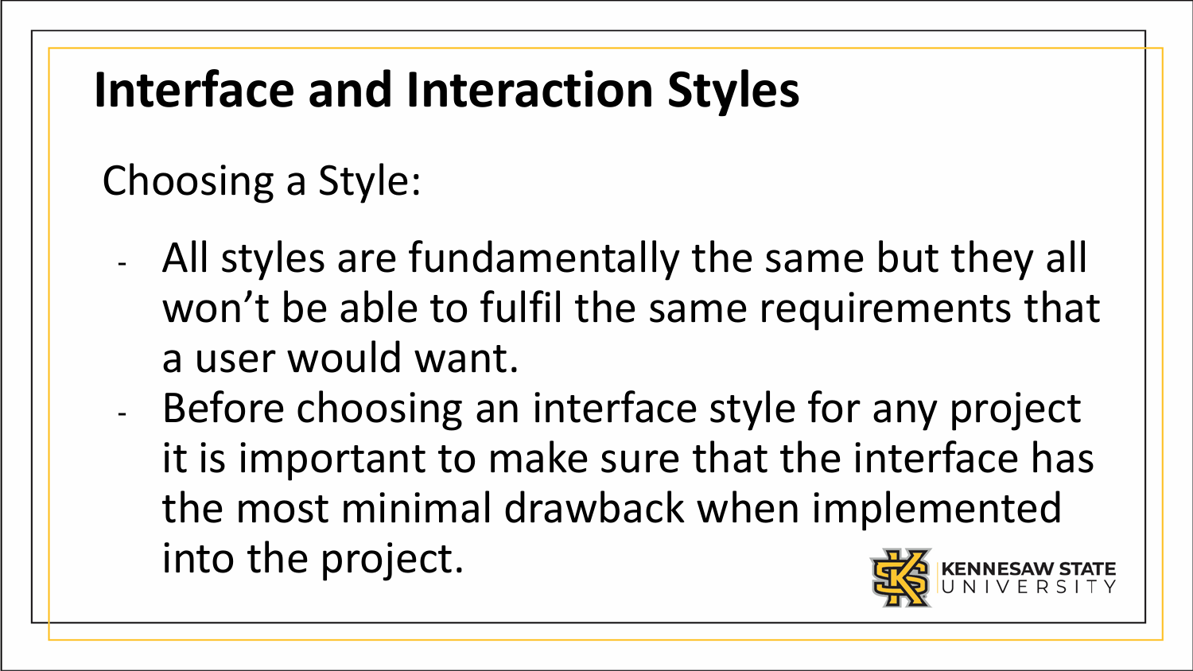# Interface and Interaction Styles

Choosing a Style:

- All styles are fundamentally the same but they all won't be able to fulfil the same requirements that a user would want.
- Before choosing an interface style for any project it is important to make sure that the interface has the most minimal drawback when implemented into the project.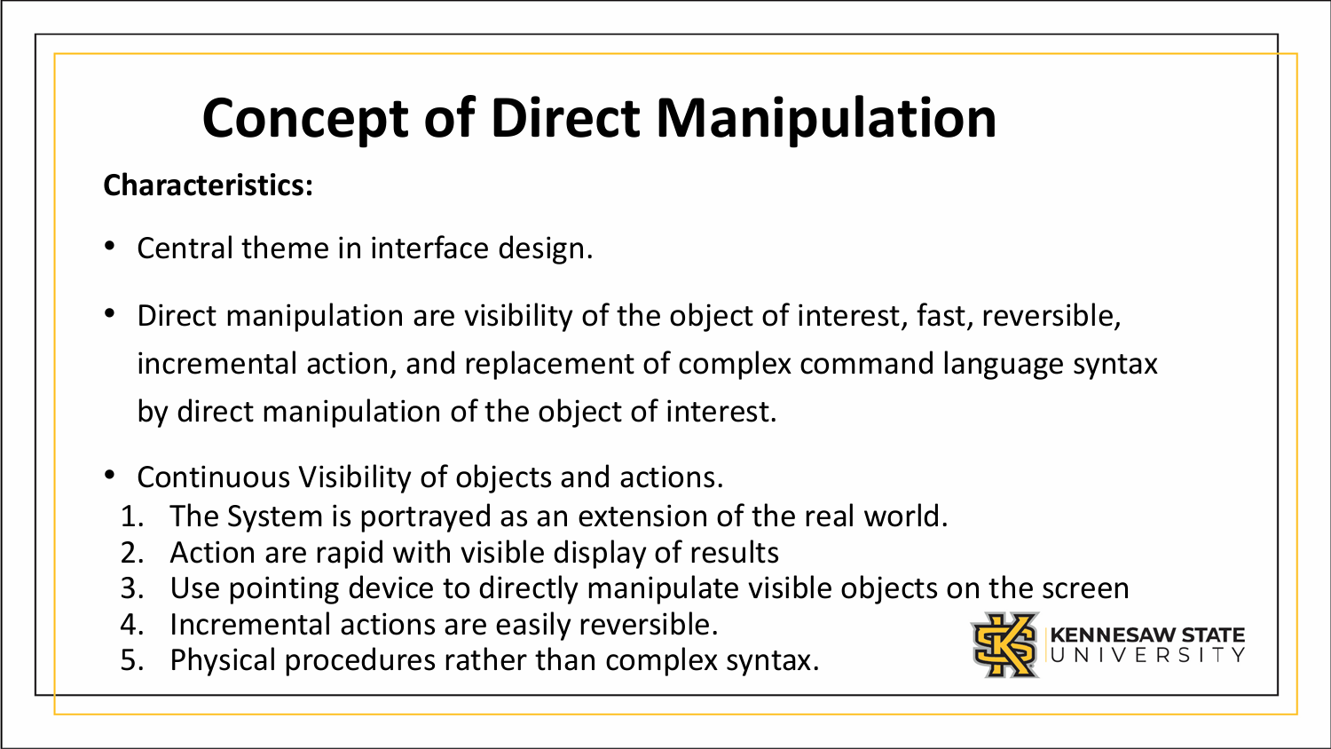# Concept of Direct Manipulation

**Characteristics:**

- Central theme in interface design.
- Direct manipulation are visibility of the object of interest, fast, reversible, incremental action, and replacement of complex command language syntax by direct manipulation of the object of interest.
- Continuous Visibility of objects and actions.

1. The System is portrayed as an extension of the real world.
2. Action are rapid with visible display of results
3. Use pointing device to directly manipulate visible objects on the screen
4. Incremental actions are easily reversible.
5. Physical procedures rather than complex syntax.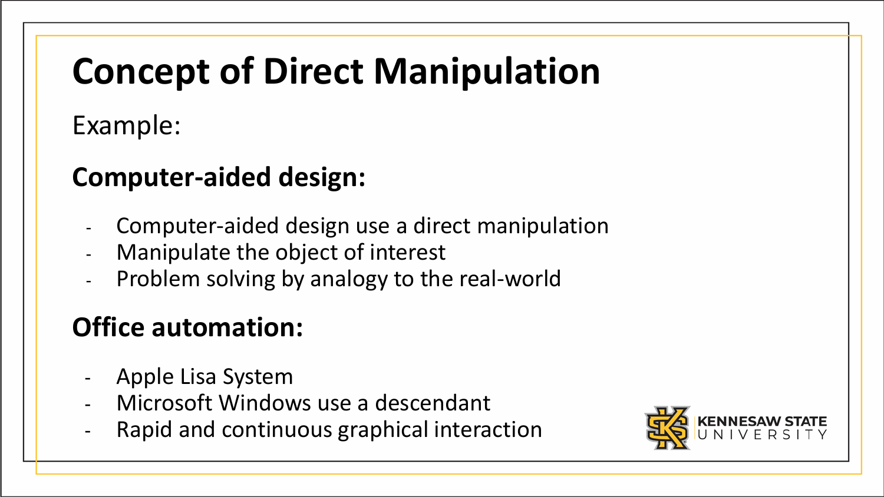# Concept of Direct Manipulation

Example:

## Computer-aided design:

- Computer-aided design use a direct manipulation
- Manipulate the object of interest
- Problem solving by analogy to the real-world

## Office automation:

- Apple Lisa System
- Microsoft Windows use a descendant
- Rapid and continuous graphical interaction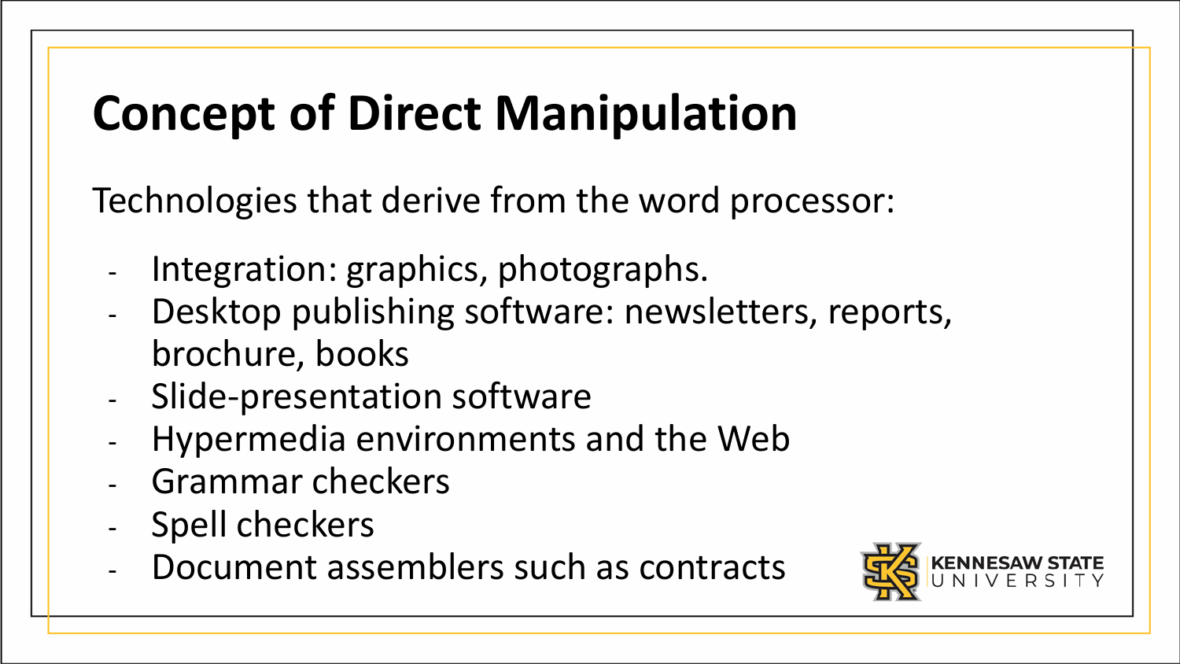# Concept of Direct Manipulation

Technologies that derive from the word processor:

- Integration: graphics, photographs.
- Desktop publishing software: newsletters, reports, brochure, books
- Slide-presentation software
- Hypermedia environments and the Web
- Grammar checkers
- Spell checkers
- Document assemblers such as contracts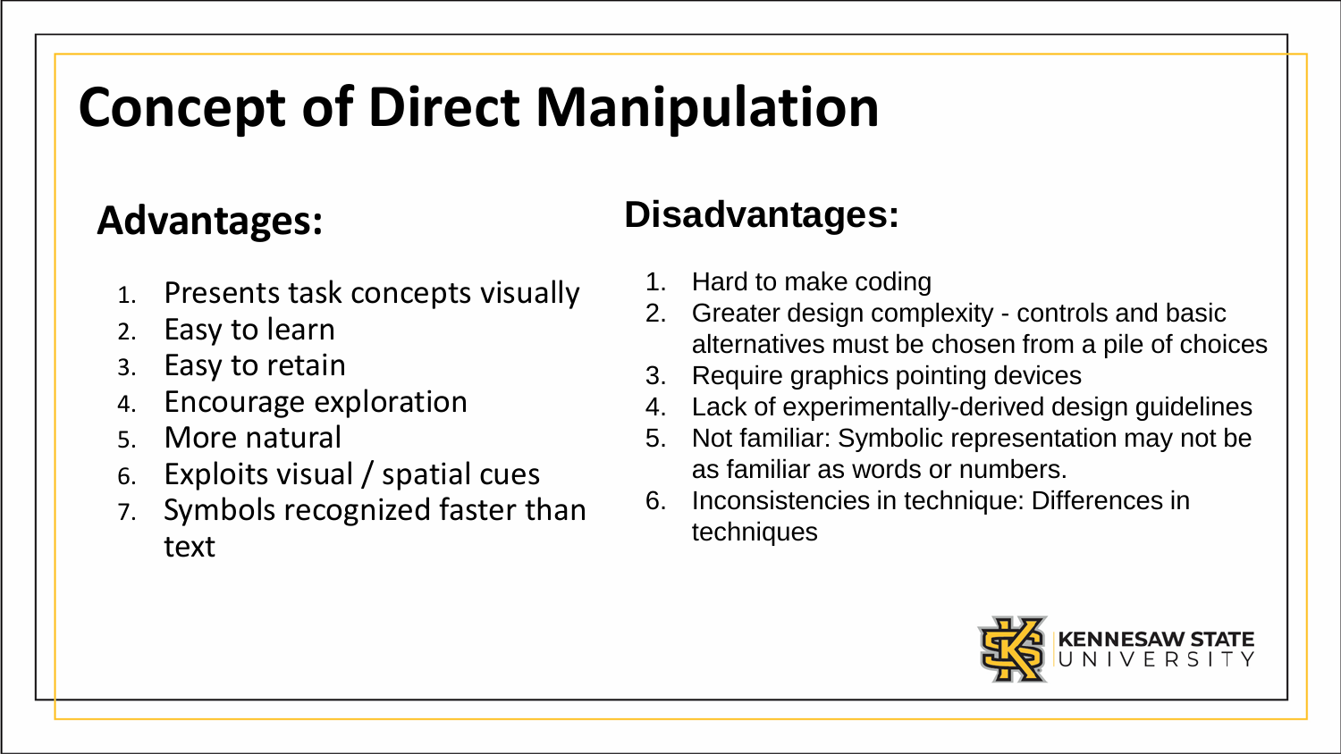# Concept of Direct Manipulation

## Advantages:

1. Presents task concepts visually
2. Easy to learn
3. Easy to retain
4. Encourage exploration
5. More natural
6. Exploits visual / spatial cues
7. Symbols recognized faster than text

## Disadvantages:

1. Hard to make coding
2. Greater design complexity - controls and basic alternatives must be chosen from a pile of choices
3. Require graphics pointing devices
4. Lack of experimentally-derived design guidelines
5. Not familiar: Symbolic representation may not be as familiar as words or numbers.
6. Inconsistencies in technique: Differences in techniques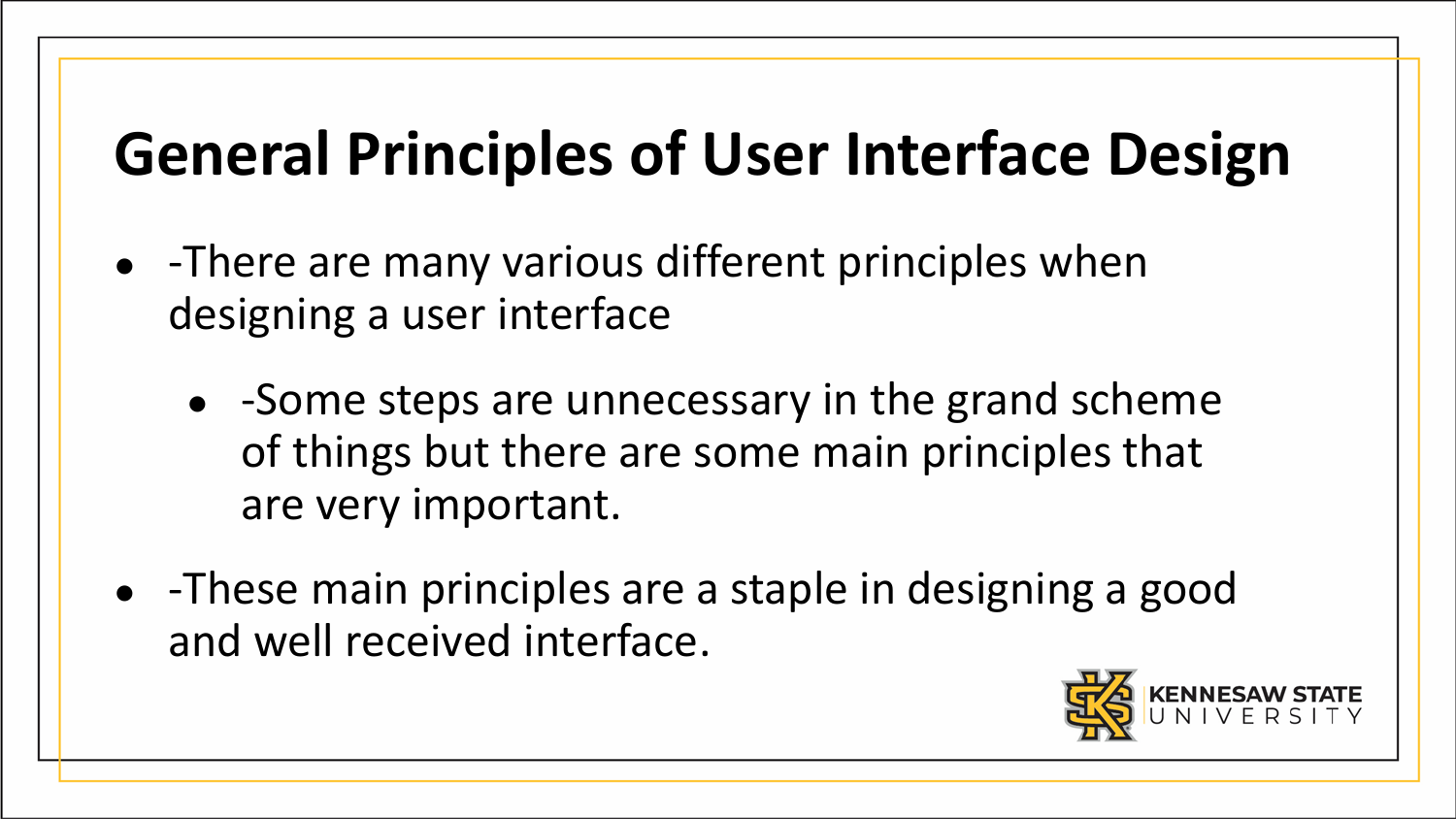# General Principles of User Interface Design

- -There are many various different principles when designing a user interface
  - -Some steps are unnecessary in the grand scheme of things but there are some main principles that are very important.
- -These main principles are a staple in designing a good and well received interface.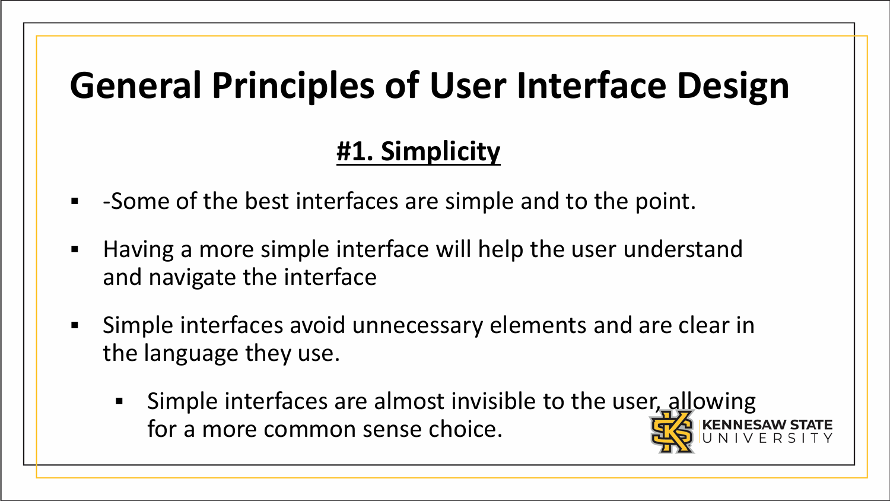# General Principles of User Interface Design

## #1. Simplicity

- -Some of the best interfaces are simple and to the point.
- Having a more simple interface will help the user understand and navigate the interface
- Simple interfaces avoid unnecessary elements and are clear in the language they use.
  - Simple interfaces are almost invisible to the user, allowing for a more common sense choice.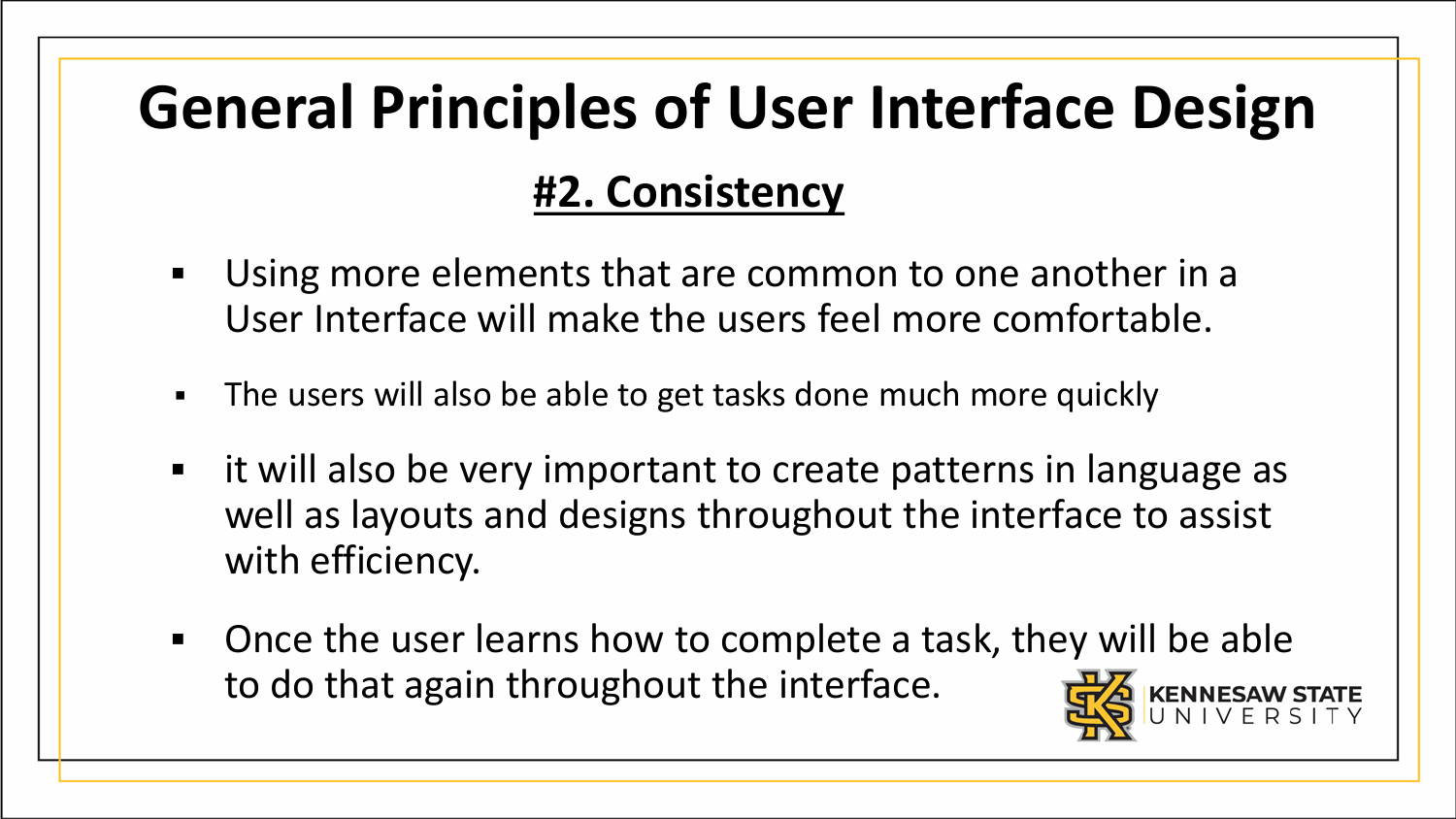# General Principles of User Interface Design

## #2. Consistency

- Using more elements that are common to one another in a User Interface will make the users feel more comfortable.
- The users will also be able to get tasks done much more quickly
- it will also be very important to create patterns in language as well as layouts and designs throughout the interface to assist with efficiency.
- Once the user learns how to complete a task, they will be able to do that again throughout the interface.

KENNESAW STATE UNIVERSITY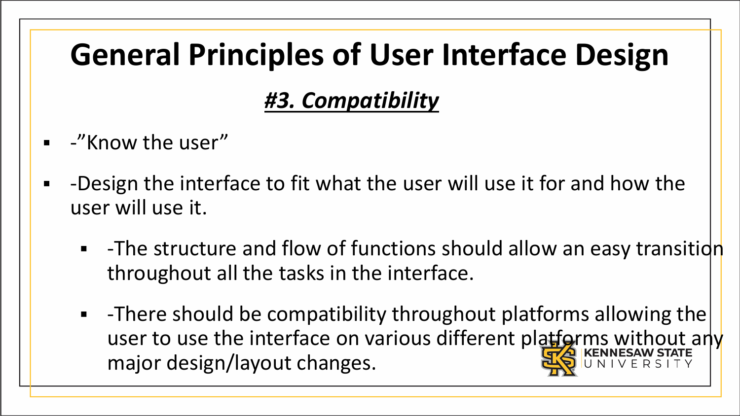# General Principles of User Interface Design

## ***#3. Compatibility***

- -”Know the user”
- -Design the interface to fit what the user will use it for and how the user will use it.
  - -The structure and flow of functions should allow an easy transition throughout all the tasks in the interface.
  - -There should be compatibility throughout platforms allowing the user to use the interface on various different platforms without any major design/layout changes.

KENNESAW STATE UNIVERSITY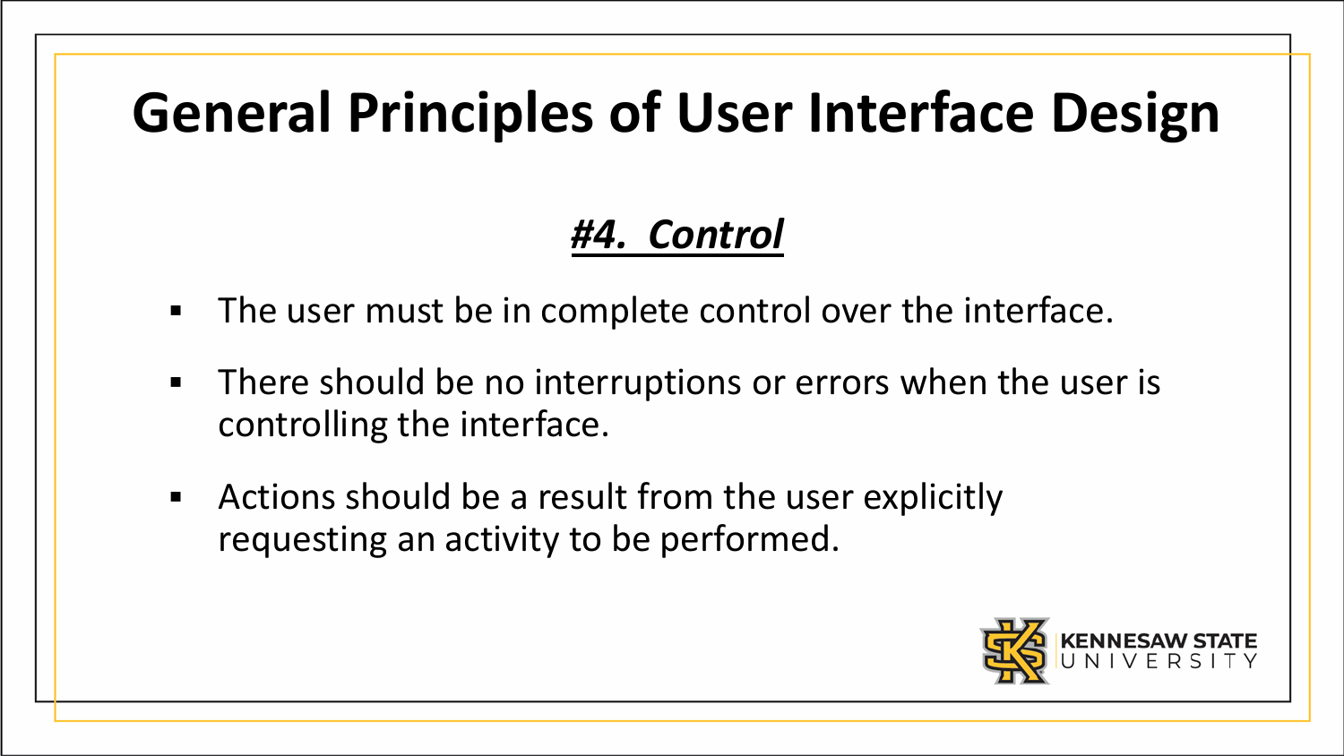# General Principles of User Interface Design

## ***#4. Control***

- The user must be in complete control over the interface.
- There should be no interruptions or errors when the user is controlling the interface.
- Actions should be a result from the user explicitly requesting an activity to be performed.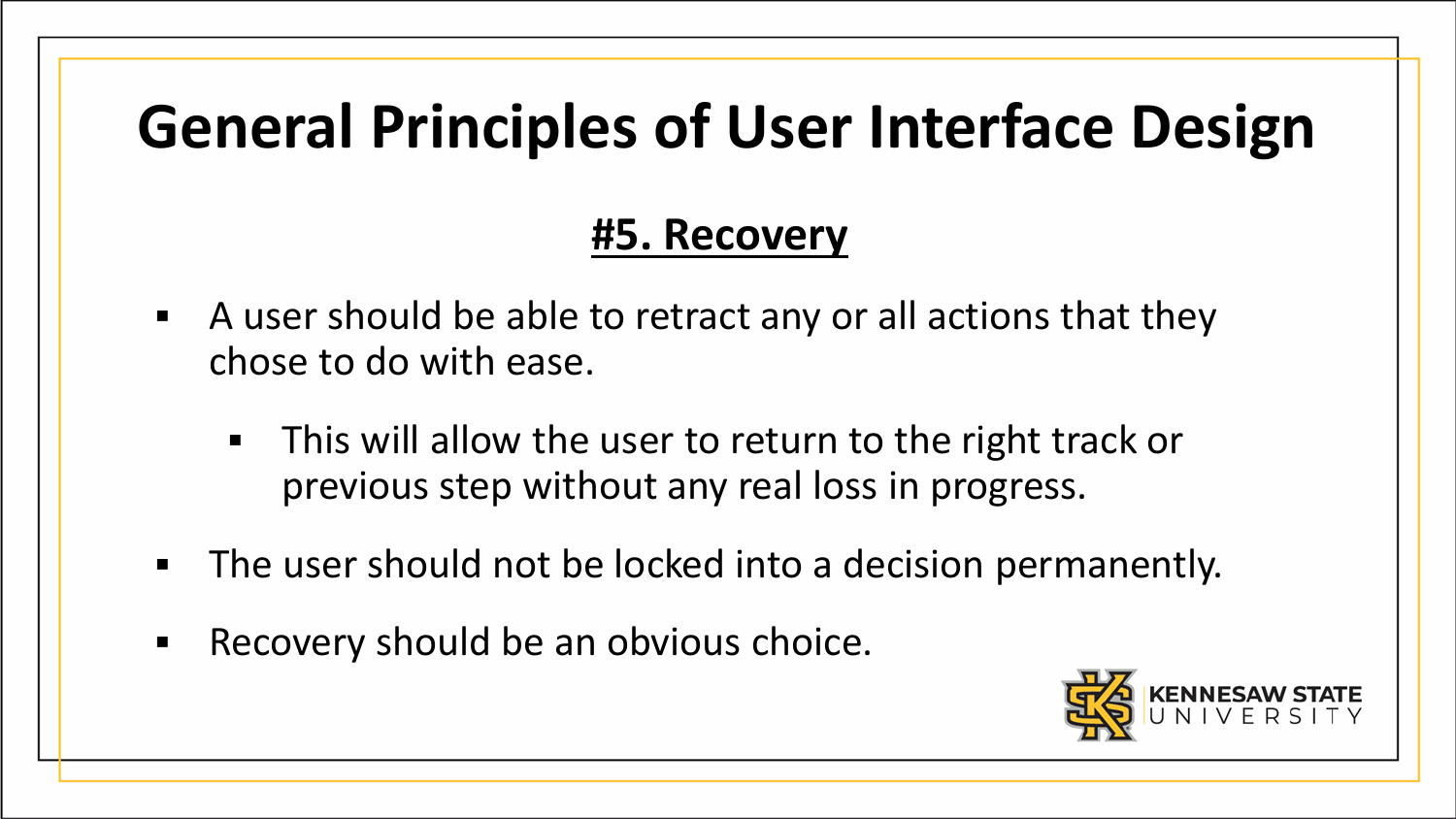# General Principles of User Interface Design

## #5. Recovery

- A user should be able to retract any or all actions that they chose to do with ease.
    - This will allow the user to return to the right track or previous step without any real loss in progress.
- The user should not be locked into a decision permanently.
- Recovery should be an obvious choice.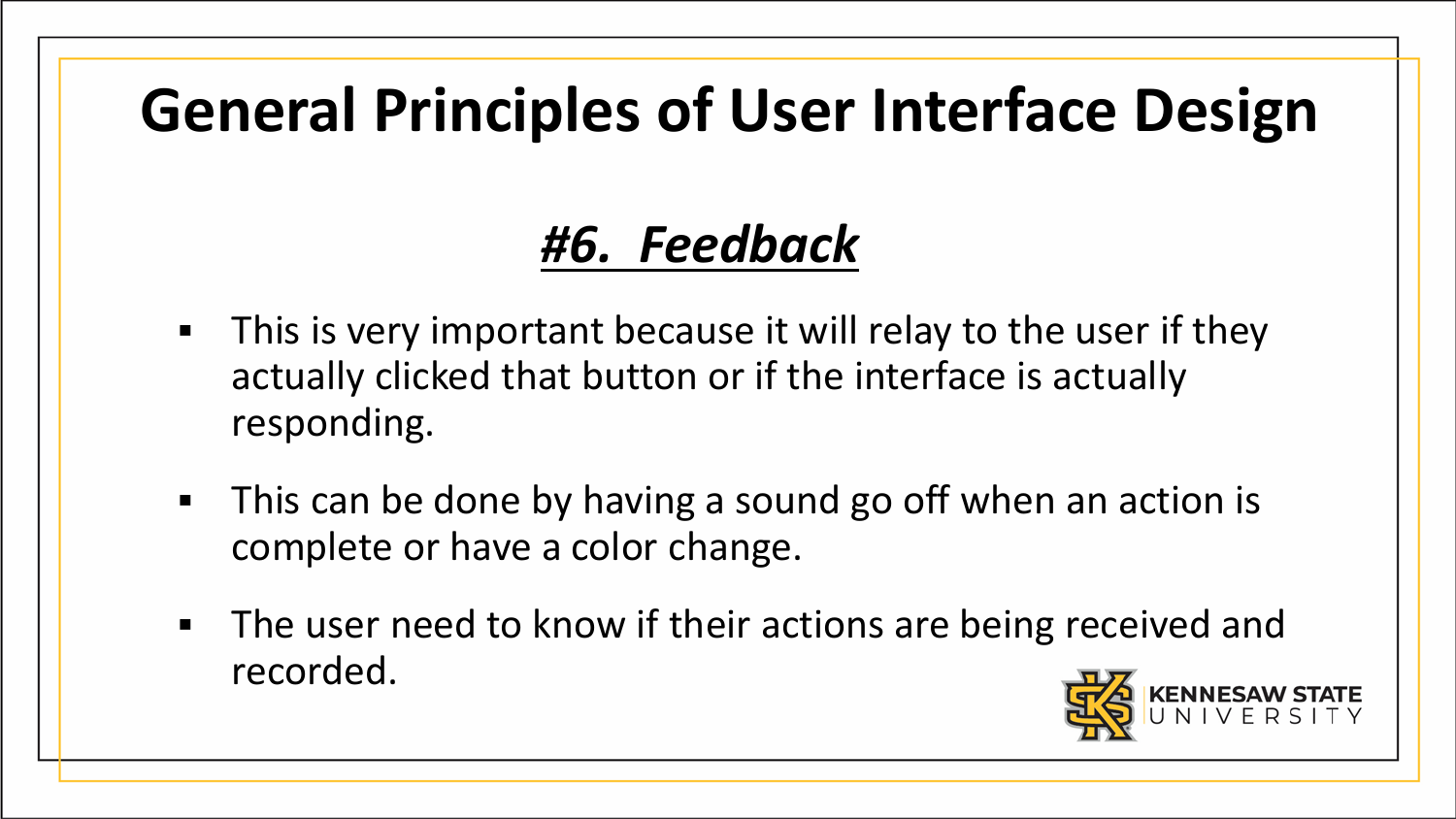# General Principles of User Interface Design

## ***#6. Feedback***

- This is very important because it will relay to the user if they actually clicked that button or if the interface is actually responding.
- This can be done by having a sound go off when an action is complete or have a color change.
- The user need to know if their actions are being received and recorded.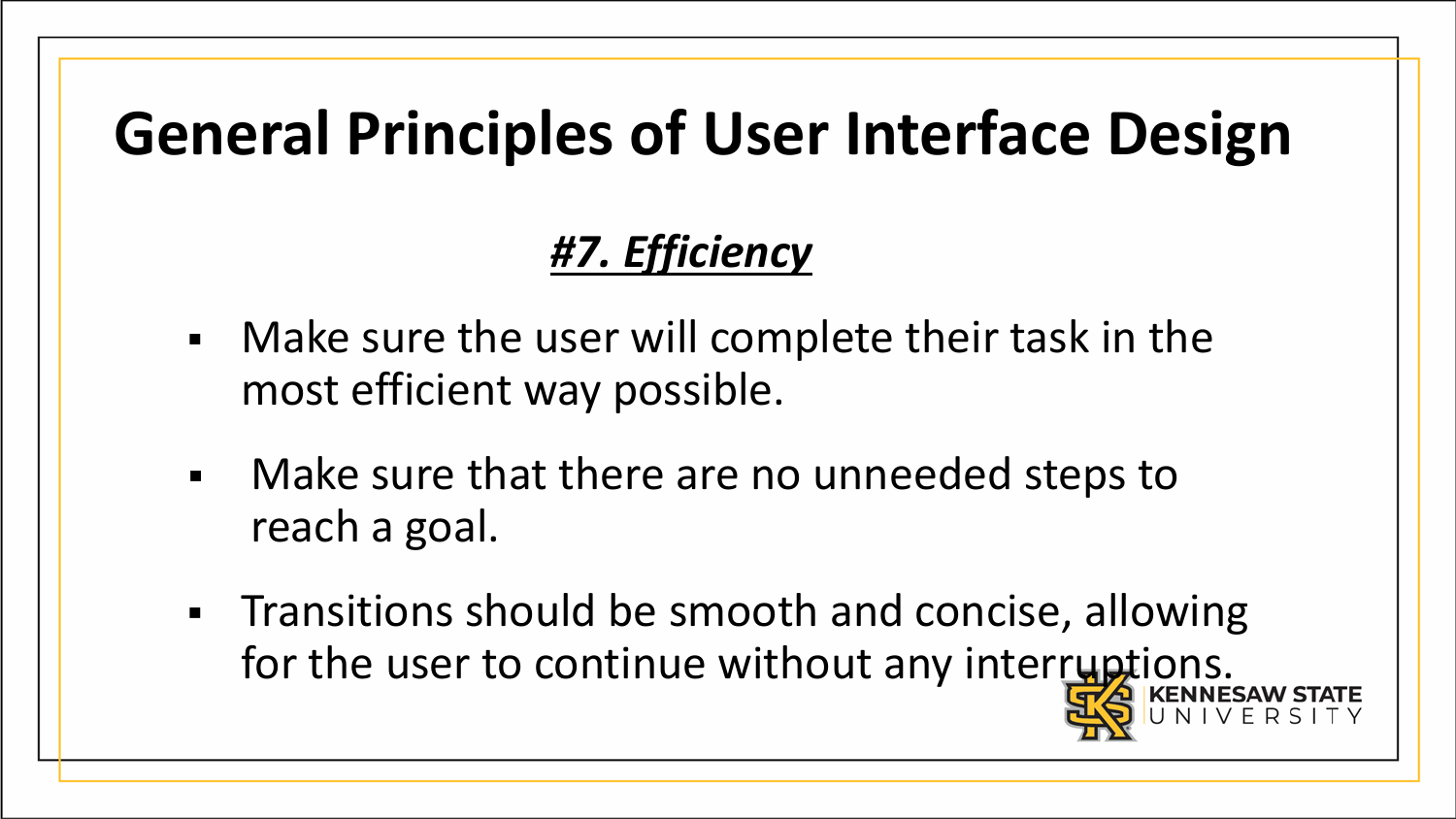# General Principles of User Interface Design

## ***#7. Efficiency***

- Make sure the user will complete their task in the most efficient way possible.
- Make sure that there are no unneeded steps to reach a goal.
- Transitions should be smooth and concise, allowing for the user to continue without any interruptions.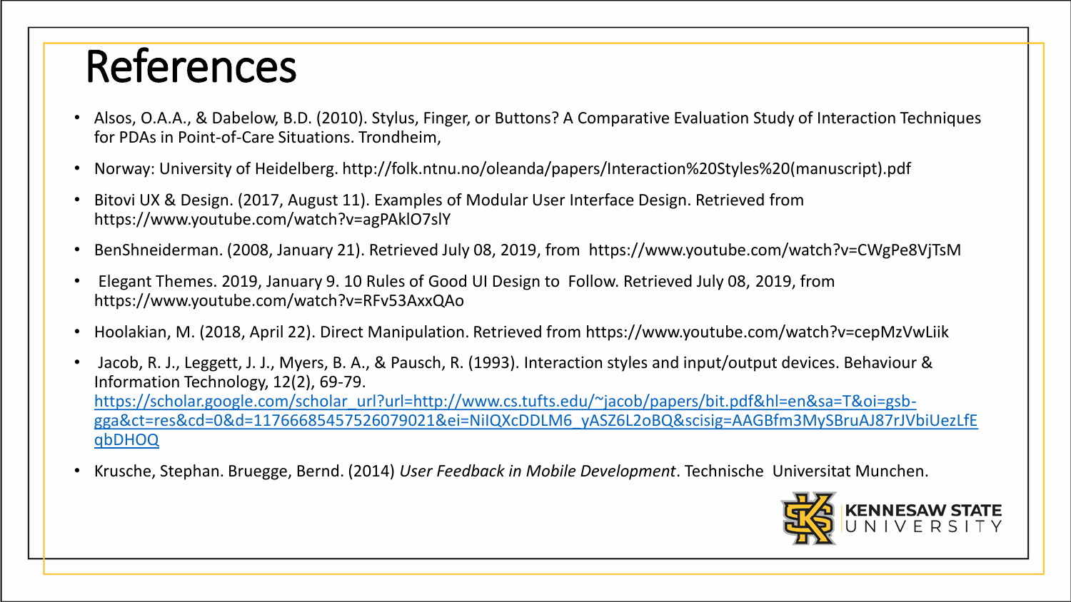# References

- Alsos, O.A.A., & Dabelow, B.D. (2010). Stylus, Finger, or Buttons? A Comparative Evaluation Study of Interaction Techniques for PDAs in Point-of-Care Situations. Trondheim,
- Norway: University of Heidelberg. http://folk.ntnu.no/oleanda/papers/Interaction%20Styles%20(manuscript).pdf
- Bitovi UX & Design. (2017, August 11). Examples of Modular User Interface Design. Retrieved from https://www.youtube.com/watch?v=agPAklO7slY
- BenShneiderman. (2008, January 21). Retrieved July 08, 2019, from https://www.youtube.com/watch?v=CWgPe8VjTsM
- Elegant Themes. 2019, January 9. 10 Rules of Good UI Design to Follow. Retrieved July 08, 2019, from https://www.youtube.com/watch?v=RFv53AxxQAo
- Hoolakian, M. (2018, April 22). Direct Manipulation. Retrieved from https://www.youtube.com/watch?v=cepMzVwLiik
- Jacob, R. J., Leggett, J. J., Myers, B. A., & Pausch, R. (1993). Interaction styles and input/output devices. Behaviour & Information Technology, 12(2), 69-79. https://scholar.google.com/scholar_url?url=http://www.cs.tufts.edu/~jacob/papers/bit.pdf&hl=en&sa=T&oi=gsb-gga&ct=res&cd=0&d=11766685457526079021&ei=NiIQXcDDLM6_yASZ6L2oBQ&scisig=AAGBfm3MySBruAJ87rJVbiUezLfEqbDHOQ
- Krusche, Stephan. Bruegge, Bernd. (2014) *User Feedback in Mobile Development*. Technische Universitat Munchen.

KENNESAW STATE UNIVERSITY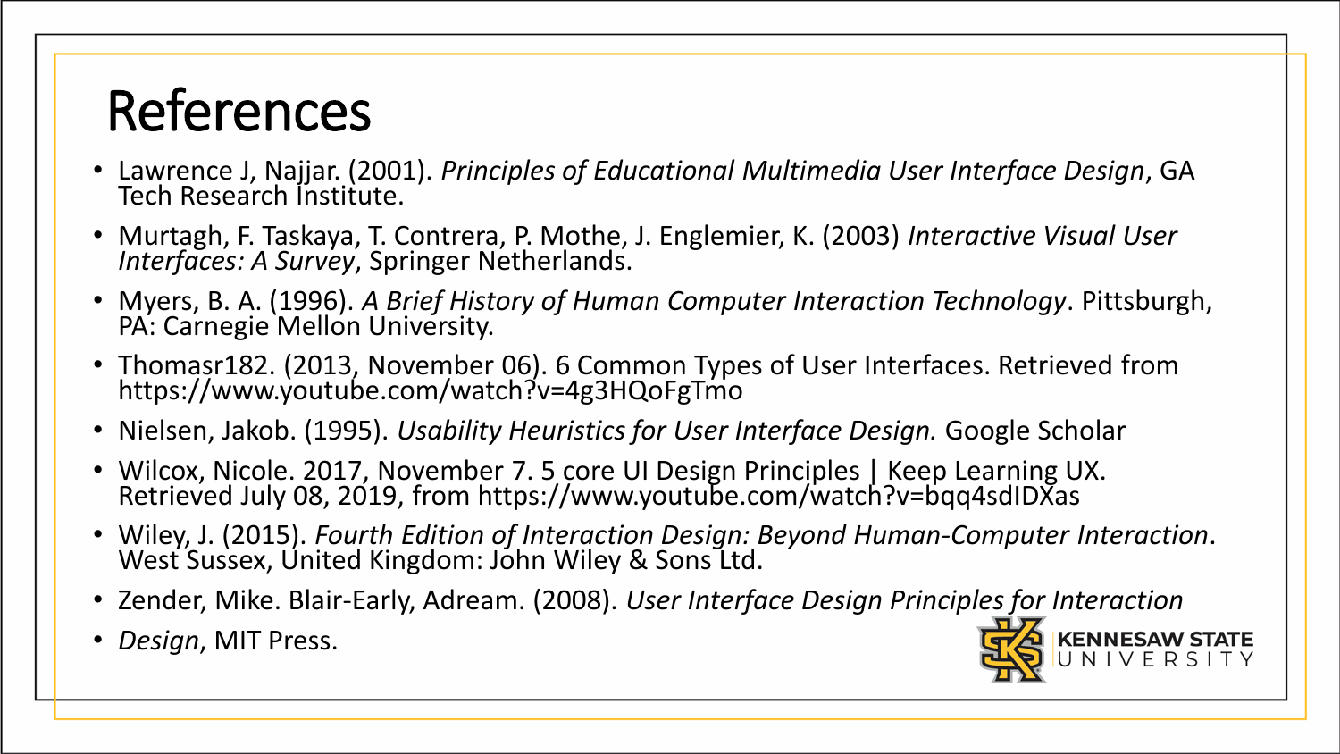# References

- Lawrence J, Najjar. (2001). *Principles of Educational Multimedia User Interface Design*, GA Tech Research Institute.
- Murtagh, F. Taskaya, T. Contrera, P. Mothe, J. Englemier, K. (2003) *Interactive Visual User Interfaces: A Survey*, Springer Netherlands.
- Myers, B. A. (1996). *A Brief History of Human Computer Interaction Technology*. Pittsburgh, PA: Carnegie Mellon University.
- Thomasr182. (2013, November 06). 6 Common Types of User Interfaces. Retrieved from https://www.youtube.com/watch?v=4g3HQoFgTmo
- Nielsen, Jakob. (1995). *Usability Heuristics for User Interface Design.* Google Scholar
- Wilcox, Nicole. 2017, November 7. 5 core UI Design Principles | Keep Learning UX. Retrieved July 08, 2019, from https://www.youtube.com/watch?v=bqq4sdIDXas
- Wiley, J. (2015). *Fourth Edition of Interaction Design: Beyond Human-Computer Interaction*. West Sussex, United Kingdom: John Wiley & Sons Ltd.
- Zender, Mike. Blair-Early, Adream. (2008). *User Interface Design Principles for Interaction*
- *Design*, MIT Press.

KENNESAW STATE UNIVERSITY